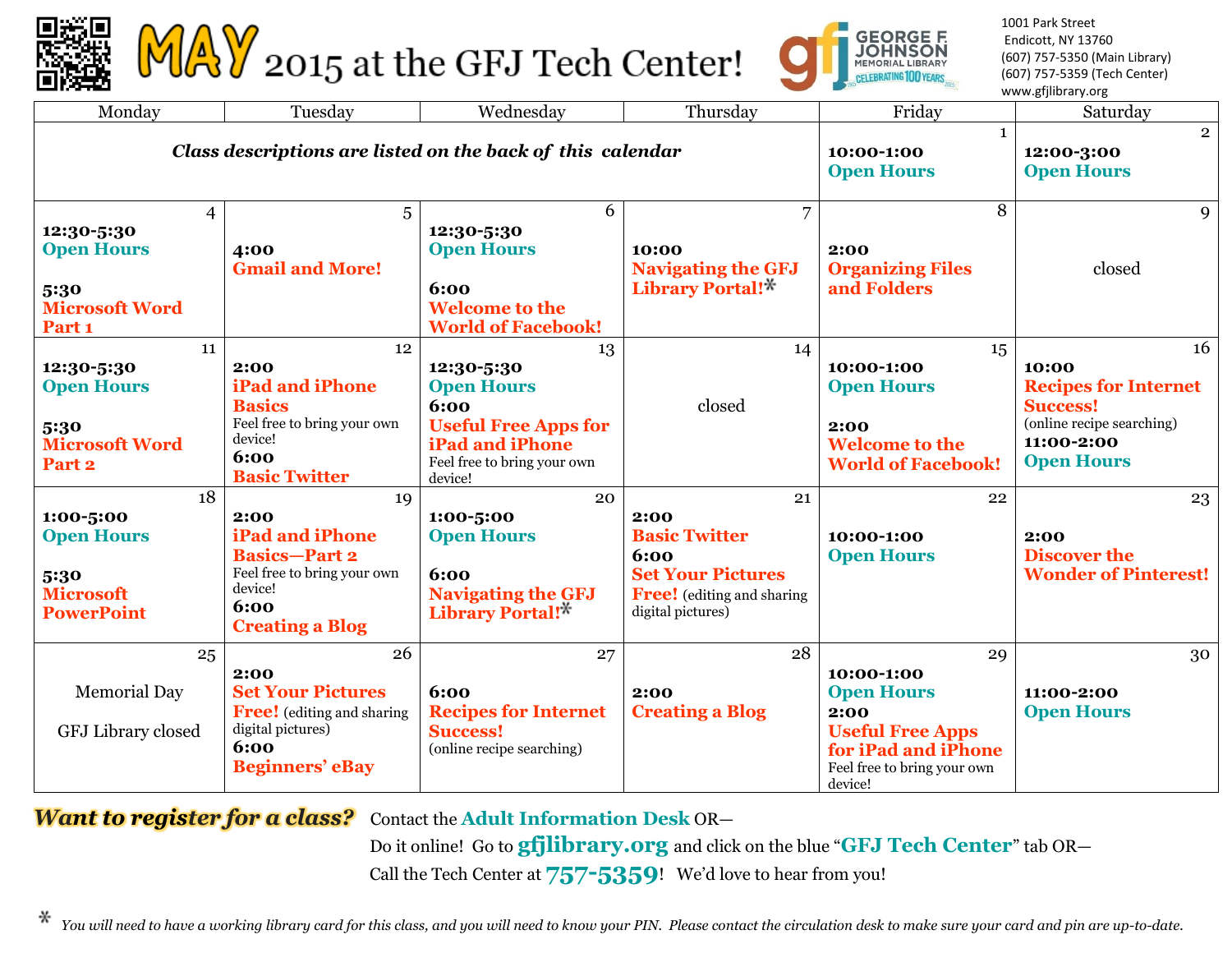# MAY 2015 at the GFJ Tech Center!

GEORGE F. JOHNSON MEMORIAL LIBRARY — CELEBRATING 100 YEARS

1001 Park Street
Endicott, NY 13760
(607) 757-5350 (Main Library)
(607) 757-5359 (Tech Center)
www.gfjlibrary.org

| Monday | Tuesday | Wednesday | Thursday | Friday | Saturday |
|---|---|---|---|---|---|
| ***Class descriptions are listed on the back of this calendar*** | | | | 1<br>**10:00-1:00**<br>**Open Hours** | 2<br>**12:00-3:00**<br>**Open Hours** |
| 4<br>**12:30-5:30**<br>**Open Hours**<br>**5:30**<br>**Microsoft Word Part 1** | 5<br>**4:00**<br>**Gmail and More!** | 6<br>**12:30-5:30**<br>**Open Hours**<br>**6:00**<br>**Welcome to the World of Facebook!** | 7<br>**10:00**<br>**Navigating the GFJ Library Portal!***  | 8<br>**2:00**<br>**Organizing Files and Folders** | 9<br>closed |
| 11<br>**12:30-5:30**<br>**Open Hours**<br>**5:30**<br>**Microsoft Word Part 2** | 12<br>**2:00**<br>**iPad and iPhone Basics**<br>Feel free to bring your own device!<br>**6:00**<br>**Basic Twitter** | 13<br>**12:30-5:30**<br>**Open Hours**<br>**6:00**<br>**Useful Free Apps for iPad and iPhone**<br>Feel free to bring your own device! | 14<br>closed | 15<br>**10:00-1:00**<br>**Open Hours**<br>**2:00**<br>**Welcome to the World of Facebook!** | 16<br>**10:00**<br>**Recipes for Internet Success!**<br>(online recipe searching)<br>**11:00-2:00**<br>**Open Hours** |
| 18<br>**1:00-5:00**<br>**Open Hours**<br>**5:30**<br>**Microsoft PowerPoint** | 19<br>**2:00**<br>**iPad and iPhone Basics—Part 2**<br>Feel free to bring your own device!<br>**6:00**<br>**Creating a Blog** | 20<br>**1:00-5:00**<br>**Open Hours**<br>**6:00**<br>**Navigating the GFJ Library Portal!*** | 21<br>**2:00**<br>**Basic Twitter**<br>**6:00**<br>**Set Your Pictures Free!** (editing and sharing digital pictures) | 22<br>**10:00-1:00**<br>**Open Hours** | 23<br>**2:00**<br>**Discover the Wonder of Pinterest!** |
| 25<br>Memorial Day<br>GFJ Library closed | 26<br>**2:00**<br>**Set Your Pictures Free!** (editing and sharing digital pictures)<br>**6:00**<br>**Beginners' eBay** | 27<br>**6:00**<br>**Recipes for Internet Success!**<br>(online recipe searching) | 28<br>**2:00**<br>**Creating a Blog** | 29<br>**10:00-1:00**<br>**Open Hours**<br>**2:00**<br>**Useful Free Apps for iPad and iPhone**<br>Feel free to bring your own device! | 30<br>**11:00-2:00**<br>**Open Hours** |

***Want to register for a class?*** Contact the **Adult Information Desk** OR—
Do it online! Go to **gfjlibrary.org** and click on the blue "**GFJ Tech Center**" tab OR—
Call the Tech Center at **757-5359**! We'd love to hear from you!

\* *You will need to have a working library card for this class, and you will need to know your PIN. Please contact the circulation desk to make sure your card and pin are up-to-date.*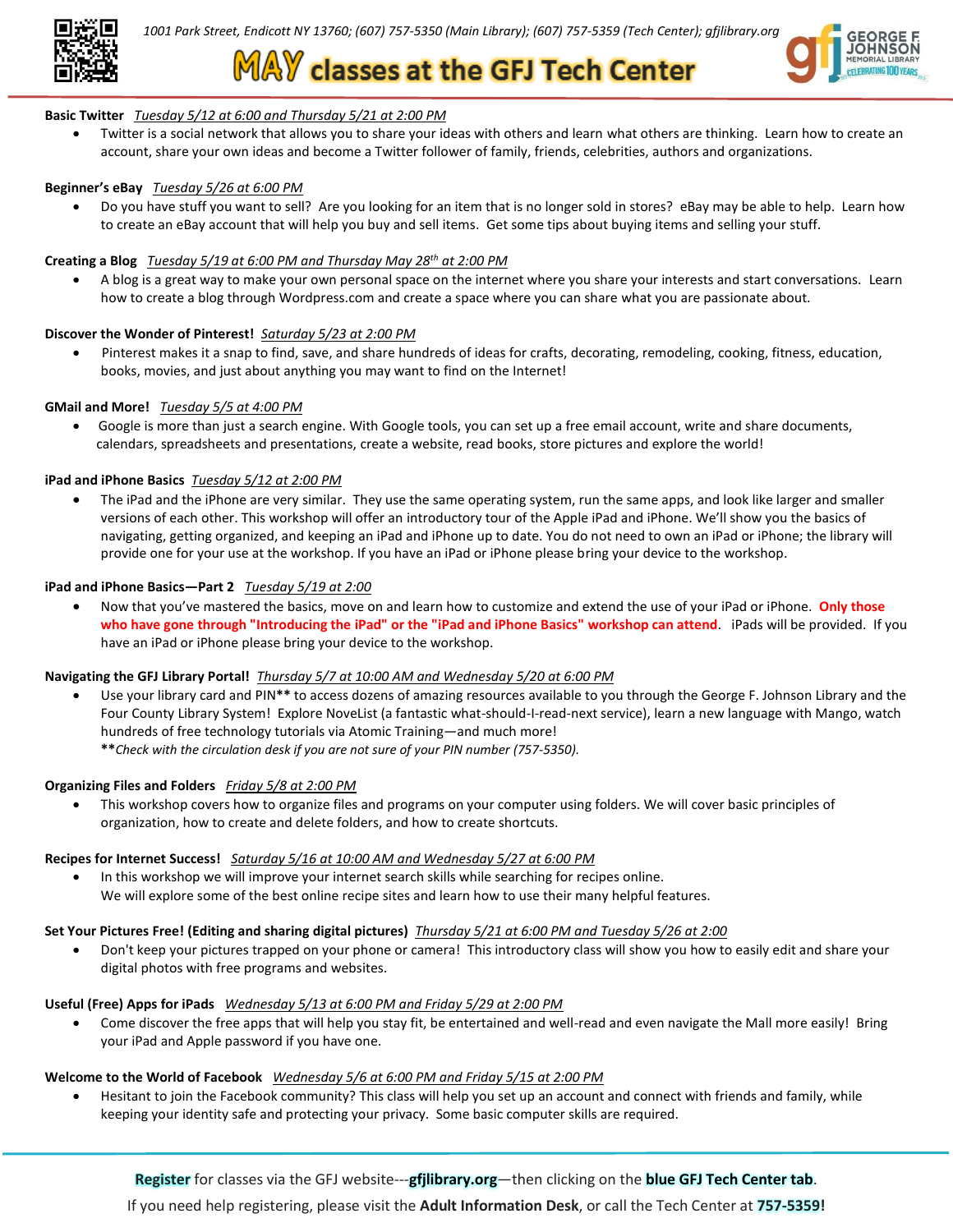1001 Park Street, Endicott NY 13760; (607) 757-5350 (Main Library); (607) 757-5359 (Tech Center); gfjlibrary.org

# MAY classes at the GFJ Tech Center

**Basic Twitter** *Tuesday 5/12 at 6:00 and Thursday 5/21 at 2:00 PM*

- Twitter is a social network that allows you to share your ideas with others and learn what others are thinking. Learn how to create an account, share your own ideas and become a Twitter follower of family, friends, celebrities, authors and organizations.

**Beginner's eBay** *Tuesday 5/26 at 6:00 PM*

- Do you have stuff you want to sell? Are you looking for an item that is no longer sold in stores? eBay may be able to help. Learn how to create an eBay account that will help you buy and sell items. Get some tips about buying items and selling your stuff.

**Creating a Blog** *Tuesday 5/19 at 6:00 PM and Thursday May 28th at 2:00 PM*

- A blog is a great way to make your own personal space on the internet where you share your interests and start conversations. Learn how to create a blog through Wordpress.com and create a space where you can share what you are passionate about.

**Discover the Wonder of Pinterest!** *Saturday 5/23 at 2:00 PM*

- Pinterest makes it a snap to find, save, and share hundreds of ideas for crafts, decorating, remodeling, cooking, fitness, education, books, movies, and just about anything you may want to find on the Internet!

**GMail and More!** *Tuesday 5/5 at 4:00 PM*

- Google is more than just a search engine. With Google tools, you can set up a free email account, write and share documents, calendars, spreadsheets and presentations, create a website, read books, store pictures and explore the world!

**iPad and iPhone Basics** *Tuesday 5/12 at 2:00 PM*

- The iPad and the iPhone are very similar. They use the same operating system, run the same apps, and look like larger and smaller versions of each other. This workshop will offer an introductory tour of the Apple iPad and iPhone. We'll show you the basics of navigating, getting organized, and keeping an iPad and iPhone up to date. You do not need to own an iPad or iPhone; the library will provide one for your use at the workshop. If you have an iPad or iPhone please bring your device to the workshop.

**iPad and iPhone Basics—Part 2** *Tuesday 5/19 at 2:00*

- Now that you've mastered the basics, move on and learn how to customize and extend the use of your iPad or iPhone. **Only those who have gone through "Introducing the iPad" or the "iPad and iPhone Basics" workshop can attend**. iPads will be provided. If you have an iPad or iPhone please bring your device to the workshop.

**Navigating the GFJ Library Portal!** *Thursday 5/7 at 10:00 AM and Wednesday 5/20 at 6:00 PM*

- Use your library card and PIN** to access dozens of amazing resources available to you through the George F. Johnson Library and the Four County Library System! Explore NoveList (a fantastic what-should-I-read-next service), learn a new language with Mango, watch hundreds of free technology tutorials via Atomic Training—and much more!
  ***\*Check with the circulation desk if you are not sure of your PIN number (757-5350).*

**Organizing Files and Folders** *Friday 5/8 at 2:00 PM*

- This workshop covers how to organize files and programs on your computer using folders. We will cover basic principles of organization, how to create and delete folders, and how to create shortcuts.

**Recipes for Internet Success!** *Saturday 5/16 at 10:00 AM and Wednesday 5/27 at 6:00 PM*

- In this workshop we will improve your internet search skills while searching for recipes online.
  We will explore some of the best online recipe sites and learn how to use their many helpful features.

**Set Your Pictures Free! (Editing and sharing digital pictures)** *Thursday 5/21 at 6:00 PM and Tuesday 5/26 at 2:00*

- Don't keep your pictures trapped on your phone or camera! This introductory class will show you how to easily edit and share your digital photos with free programs and websites.

**Useful (Free) Apps for iPads** *Wednesday 5/13 at 6:00 PM and Friday 5/29 at 2:00 PM*

- Come discover the free apps that will help you stay fit, be entertained and well-read and even navigate the Mall more easily! Bring your iPad and Apple password if you have one.

**Welcome to the World of Facebook** *Wednesday 5/6 at 6:00 PM and Friday 5/15 at 2:00 PM*

- Hesitant to join the Facebook community? This class will help you set up an account and connect with friends and family, while keeping your identity safe and protecting your privacy. Some basic computer skills are required.

---

**Register** for classes via the GFJ website---**gfjlibrary.org**—then clicking on the **blue GFJ Tech Center tab**.

If you need help registering, please visit the **Adult Information Desk**, or call the Tech Center at **757-5359!**